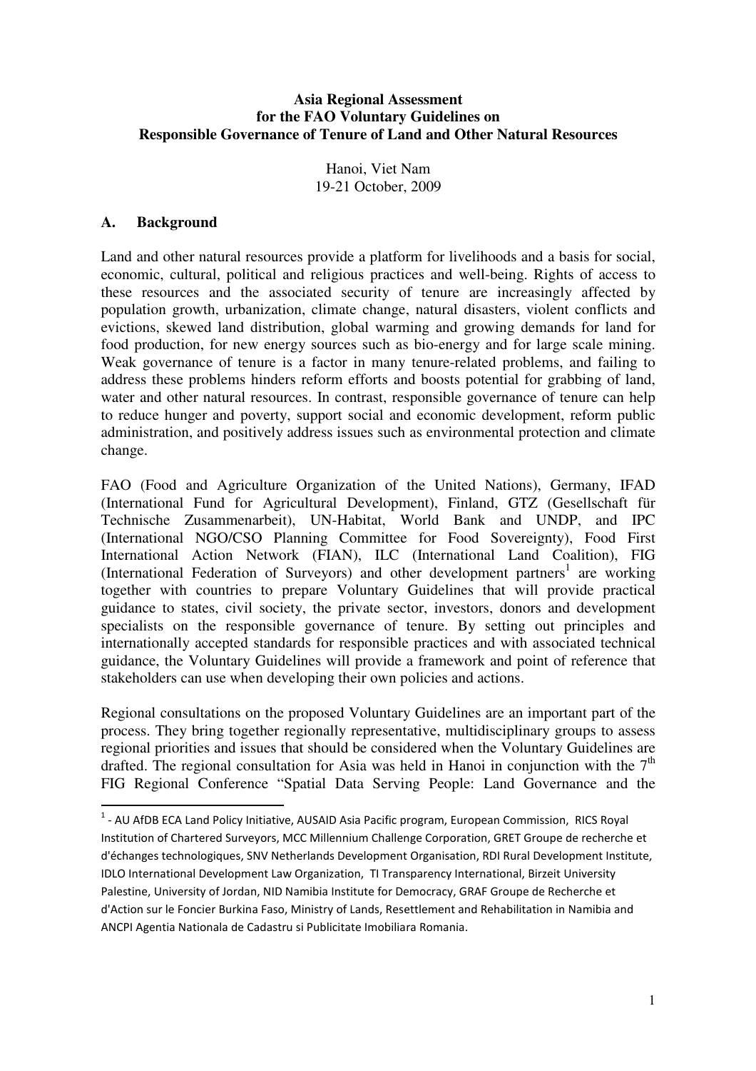**Asia Regional Assessment**
**for the FAO Voluntary Guidelines on**
**Responsible Governance of Tenure of Land and Other Natural Resources**

Hanoi, Viet Nam
19-21 October, 2009

## A. Background

Land and other natural resources provide a platform for livelihoods and a basis for social, economic, cultural, political and religious practices and well-being. Rights of access to these resources and the associated security of tenure are increasingly affected by population growth, urbanization, climate change, natural disasters, violent conflicts and evictions, skewed land distribution, global warming and growing demands for land for food production, for new energy sources such as bio-energy and for large scale mining. Weak governance of tenure is a factor in many tenure-related problems, and failing to address these problems hinders reform efforts and boosts potential for grabbing of land, water and other natural resources. In contrast, responsible governance of tenure can help to reduce hunger and poverty, support social and economic development, reform public administration, and positively address issues such as environmental protection and climate change.

FAO (Food and Agriculture Organization of the United Nations), Germany, IFAD (International Fund for Agricultural Development), Finland, GTZ (Gesellschaft für Technische Zusammenarbeit), UN-Habitat, World Bank and UNDP, and IPC (International NGO/CSO Planning Committee for Food Sovereignty), Food First International Action Network (FIAN), ILC (International Land Coalition), FIG (International Federation of Surveyors) and other development partners[1] are working together with countries to prepare Voluntary Guidelines that will provide practical guidance to states, civil society, the private sector, investors, donors and development specialists on the responsible governance of tenure. By setting out principles and internationally accepted standards for responsible practices and with associated technical guidance, the Voluntary Guidelines will provide a framework and point of reference that stakeholders can use when developing their own policies and actions.

Regional consultations on the proposed Voluntary Guidelines are an important part of the process. They bring together regionally representative, multidisciplinary groups to assess regional priorities and issues that should be considered when the Voluntary Guidelines are drafted. The regional consultation for Asia was held in Hanoi in conjunction with the 7th FIG Regional Conference "Spatial Data Serving People: Land Governance and the

[1] - AU AfDB ECA Land Policy Initiative, AUSAID Asia Pacific program, European Commission, RICS Royal Institution of Chartered Surveyors, MCC Millennium Challenge Corporation, GRET Groupe de recherche et d'échanges technologiques, SNV Netherlands Development Organisation, RDI Rural Development Institute, IDLO International Development Law Organization, TI Transparency International, Birzeit University Palestine, University of Jordan, NID Namibia Institute for Democracy, GRAF Groupe de Recherche et d'Action sur le Foncier Burkina Faso, Ministry of Lands, Resettlement and Rehabilitation in Namibia and ANCPI Agentia Nationala de Cadastru si Publicitate Imobiliara Romania.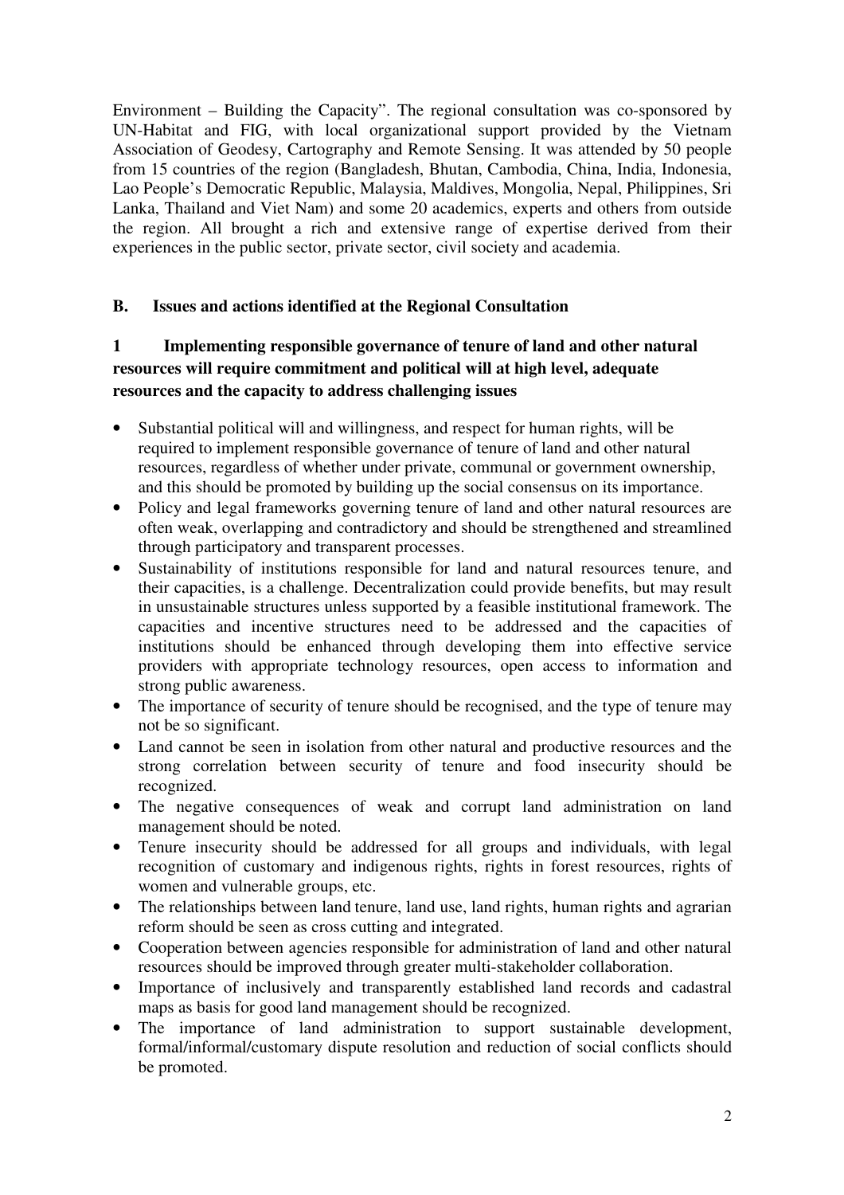Environment – Building the Capacity". The regional consultation was co-sponsored by UN-Habitat and FIG, with local organizational support provided by the Vietnam Association of Geodesy, Cartography and Remote Sensing. It was attended by 50 people from 15 countries of the region (Bangladesh, Bhutan, Cambodia, China, India, Indonesia, Lao People's Democratic Republic, Malaysia, Maldives, Mongolia, Nepal, Philippines, Sri Lanka, Thailand and Viet Nam) and some 20 academics, experts and others from outside the region. All brought a rich and extensive range of expertise derived from their experiences in the public sector, private sector, civil society and academia.

## B. Issues and actions identified at the Regional Consultation

### 1 Implementing responsible governance of tenure of land and other natural resources will require commitment and political will at high level, adequate resources and the capacity to address challenging issues

- Substantial political will and willingness, and respect for human rights, will be required to implement responsible governance of tenure of land and other natural resources, regardless of whether under private, communal or government ownership, and this should be promoted by building up the social consensus on its importance.
- Policy and legal frameworks governing tenure of land and other natural resources are often weak, overlapping and contradictory and should be strengthened and streamlined through participatory and transparent processes.
- Sustainability of institutions responsible for land and natural resources tenure, and their capacities, is a challenge. Decentralization could provide benefits, but may result in unsustainable structures unless supported by a feasible institutional framework. The capacities and incentive structures need to be addressed and the capacities of institutions should be enhanced through developing them into effective service providers with appropriate technology resources, open access to information and strong public awareness.
- The importance of security of tenure should be recognised, and the type of tenure may not be so significant.
- Land cannot be seen in isolation from other natural and productive resources and the strong correlation between security of tenure and food insecurity should be recognized.
- The negative consequences of weak and corrupt land administration on land management should be noted.
- Tenure insecurity should be addressed for all groups and individuals, with legal recognition of customary and indigenous rights, rights in forest resources, rights of women and vulnerable groups, etc.
- The relationships between land tenure, land use, land rights, human rights and agrarian reform should be seen as cross cutting and integrated.
- Cooperation between agencies responsible for administration of land and other natural resources should be improved through greater multi-stakeholder collaboration.
- Importance of inclusively and transparently established land records and cadastral maps as basis for good land management should be recognized.
- The importance of land administration to support sustainable development, formal/informal/customary dispute resolution and reduction of social conflicts should be promoted.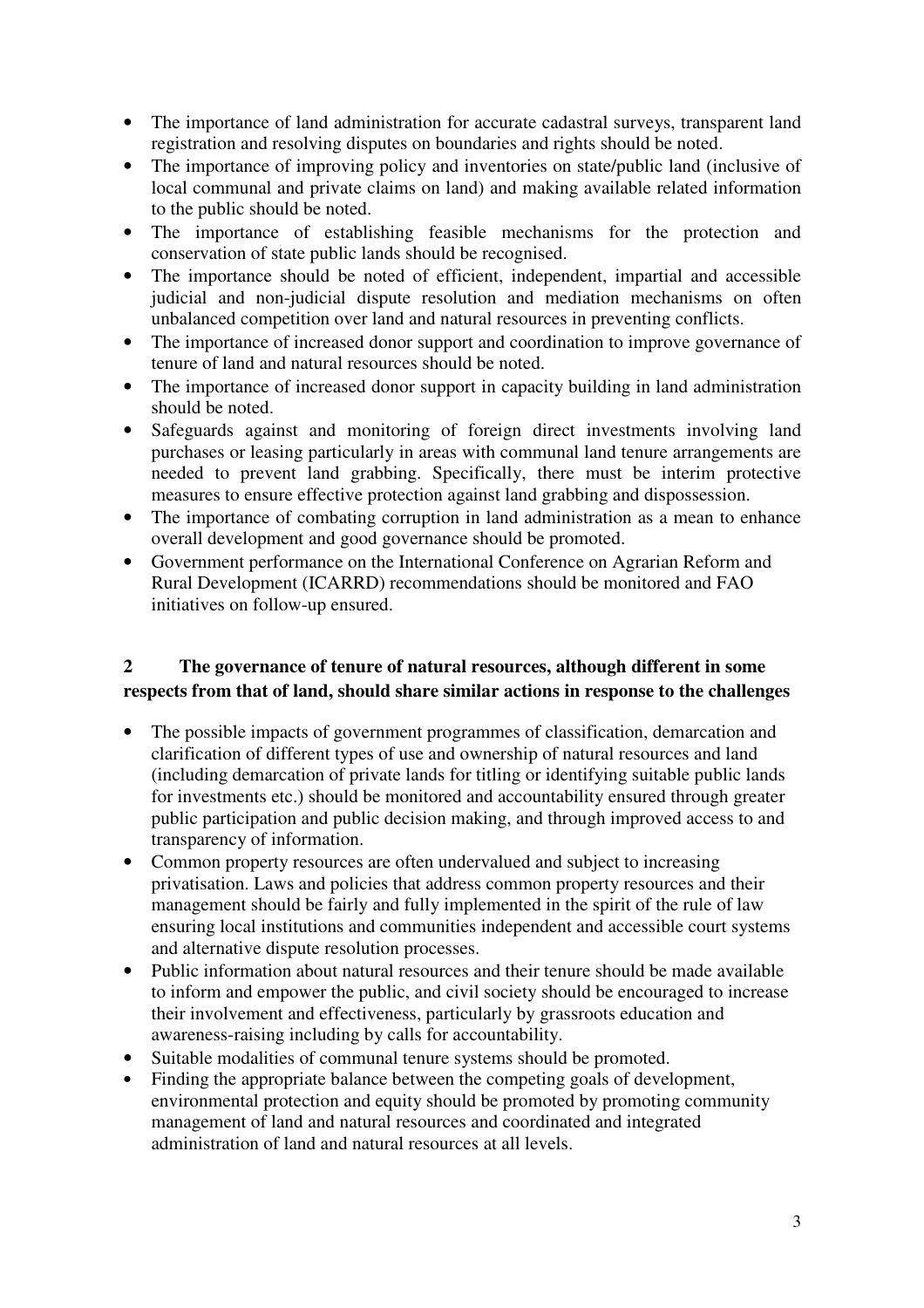- The importance of land administration for accurate cadastral surveys, transparent land registration and resolving disputes on boundaries and rights should be noted.
- The importance of improving policy and inventories on state/public land (inclusive of local communal and private claims on land) and making available related information to the public should be noted.
- The importance of establishing feasible mechanisms for the protection and conservation of state public lands should be recognised.
- The importance should be noted of efficient, independent, impartial and accessible judicial and non-judicial dispute resolution and mediation mechanisms on often unbalanced competition over land and natural resources in preventing conflicts.
- The importance of increased donor support and coordination to improve governance of tenure of land and natural resources should be noted.
- The importance of increased donor support in capacity building in land administration should be noted.
- Safeguards against and monitoring of foreign direct investments involving land purchases or leasing particularly in areas with communal land tenure arrangements are needed to prevent land grabbing. Specifically, there must be interim protective measures to ensure effective protection against land grabbing and dispossession.
- The importance of combating corruption in land administration as a mean to enhance overall development and good governance should be promoted.
- Government performance on the International Conference on Agrarian Reform and Rural Development (ICARRD) recommendations should be monitored and FAO initiatives on follow-up ensured.

## 2 The governance of tenure of natural resources, although different in some respects from that of land, should share similar actions in response to the challenges

- The possible impacts of government programmes of classification, demarcation and clarification of different types of use and ownership of natural resources and land (including demarcation of private lands for titling or identifying suitable public lands for investments etc.) should be monitored and accountability ensured through greater public participation and public decision making, and through improved access to and transparency of information.
- Common property resources are often undervalued and subject to increasing privatisation. Laws and policies that address common property resources and their management should be fairly and fully implemented in the spirit of the rule of law ensuring local institutions and communities independent and accessible court systems and alternative dispute resolution processes.
- Public information about natural resources and their tenure should be made available to inform and empower the public, and civil society should be encouraged to increase their involvement and effectiveness, particularly by grassroots education and awareness-raising including by calls for accountability.
- Suitable modalities of communal tenure systems should be promoted.
- Finding the appropriate balance between the competing goals of development, environmental protection and equity should be promoted by promoting community management of land and natural resources and coordinated and integrated administration of land and natural resources at all levels.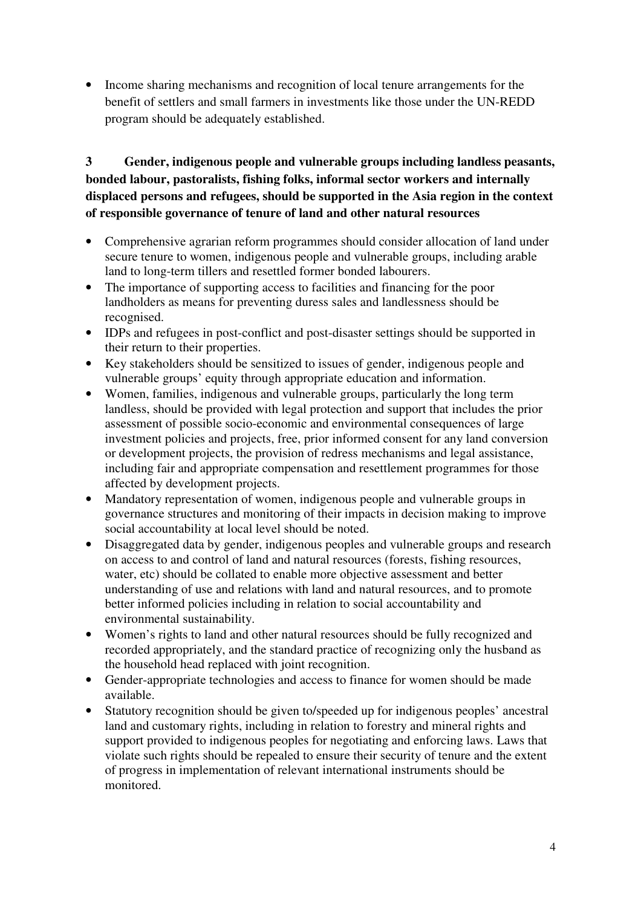- Income sharing mechanisms and recognition of local tenure arrangements for the benefit of settlers and small farmers in investments like those under the UN-REDD program should be adequately established.

### 3 Gender, indigenous people and vulnerable groups including landless peasants, bonded labour, pastoralists, fishing folks, informal sector workers and internally displaced persons and refugees, should be supported in the Asia region in the context of responsible governance of tenure of land and other natural resources

- Comprehensive agrarian reform programmes should consider allocation of land under secure tenure to women, indigenous people and vulnerable groups, including arable land to long-term tillers and resettled former bonded labourers.
- The importance of supporting access to facilities and financing for the poor landholders as means for preventing duress sales and landlessness should be recognised.
- IDPs and refugees in post-conflict and post-disaster settings should be supported in their return to their properties.
- Key stakeholders should be sensitized to issues of gender, indigenous people and vulnerable groups' equity through appropriate education and information.
- Women, families, indigenous and vulnerable groups, particularly the long term landless, should be provided with legal protection and support that includes the prior assessment of possible socio-economic and environmental consequences of large investment policies and projects, free, prior informed consent for any land conversion or development projects, the provision of redress mechanisms and legal assistance, including fair and appropriate compensation and resettlement programmes for those affected by development projects.
- Mandatory representation of women, indigenous people and vulnerable groups in governance structures and monitoring of their impacts in decision making to improve social accountability at local level should be noted.
- Disaggregated data by gender, indigenous peoples and vulnerable groups and research on access to and control of land and natural resources (forests, fishing resources, water, etc) should be collated to enable more objective assessment and better understanding of use and relations with land and natural resources, and to promote better informed policies including in relation to social accountability and environmental sustainability.
- Women's rights to land and other natural resources should be fully recognized and recorded appropriately, and the standard practice of recognizing only the husband as the household head replaced with joint recognition.
- Gender-appropriate technologies and access to finance for women should be made available.
- Statutory recognition should be given to/speeded up for indigenous peoples' ancestral land and customary rights, including in relation to forestry and mineral rights and support provided to indigenous peoples for negotiating and enforcing laws. Laws that violate such rights should be repealed to ensure their security of tenure and the extent of progress in implementation of relevant international instruments should be monitored.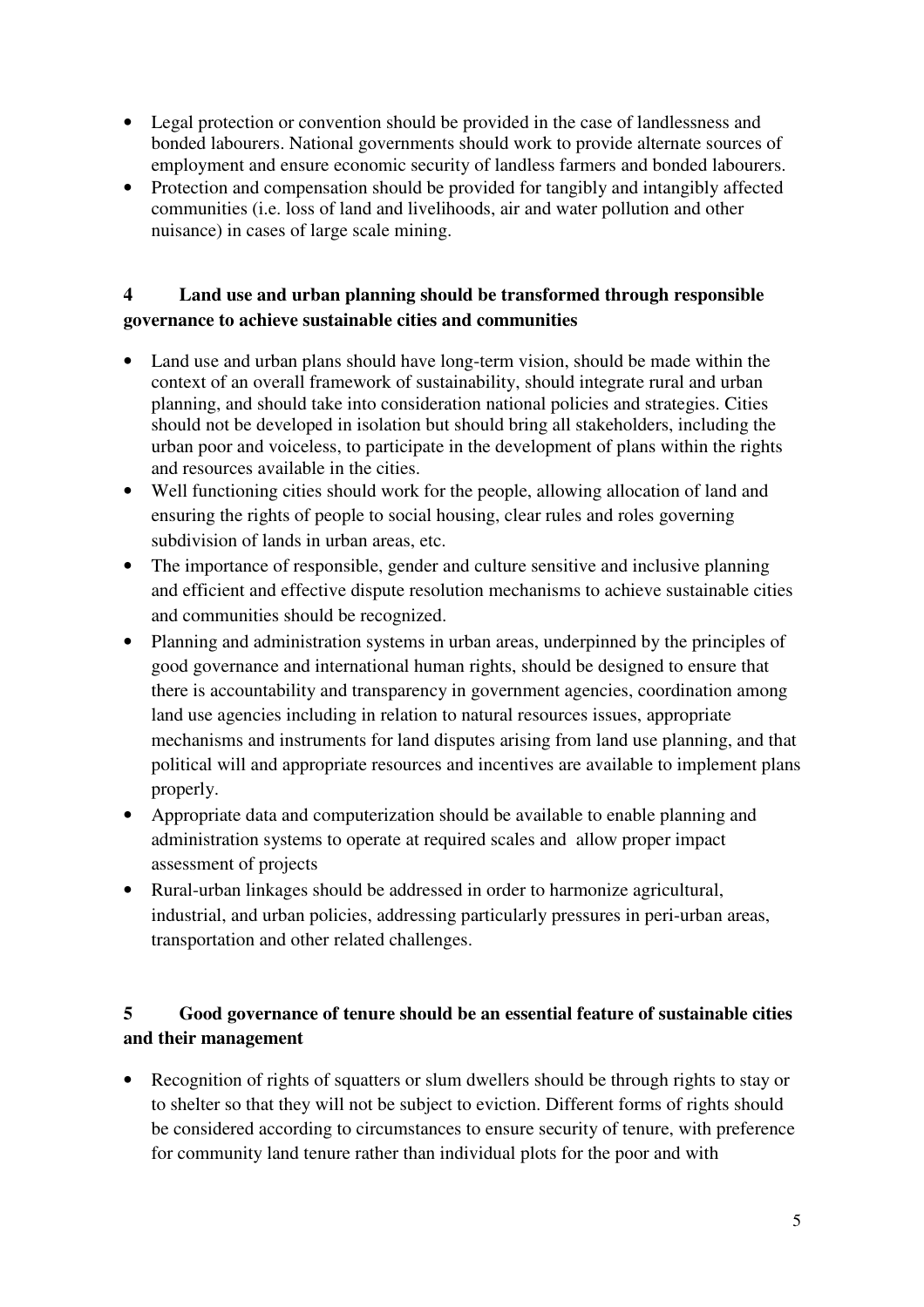- Legal protection or convention should be provided in the case of landlessness and bonded labourers. National governments should work to provide alternate sources of employment and ensure economic security of landless farmers and bonded labourers.
- Protection and compensation should be provided for tangibly and intangibly affected communities (i.e. loss of land and livelihoods, air and water pollution and other nuisance) in cases of large scale mining.

## 4 Land use and urban planning should be transformed through responsible governance to achieve sustainable cities and communities

- Land use and urban plans should have long-term vision, should be made within the context of an overall framework of sustainability, should integrate rural and urban planning, and should take into consideration national policies and strategies. Cities should not be developed in isolation but should bring all stakeholders, including the urban poor and voiceless, to participate in the development of plans within the rights and resources available in the cities.
- Well functioning cities should work for the people, allowing allocation of land and ensuring the rights of people to social housing, clear rules and roles governing subdivision of lands in urban areas, etc.
- The importance of responsible, gender and culture sensitive and inclusive planning and efficient and effective dispute resolution mechanisms to achieve sustainable cities and communities should be recognized.
- Planning and administration systems in urban areas, underpinned by the principles of good governance and international human rights, should be designed to ensure that there is accountability and transparency in government agencies, coordination among land use agencies including in relation to natural resources issues, appropriate mechanisms and instruments for land disputes arising from land use planning, and that political will and appropriate resources and incentives are available to implement plans properly.
- Appropriate data and computerization should be available to enable planning and administration systems to operate at required scales and allow proper impact assessment of projects
- Rural-urban linkages should be addressed in order to harmonize agricultural, industrial, and urban policies, addressing particularly pressures in peri-urban areas, transportation and other related challenges.

## 5 Good governance of tenure should be an essential feature of sustainable cities and their management

- Recognition of rights of squatters or slum dwellers should be through rights to stay or to shelter so that they will not be subject to eviction. Different forms of rights should be considered according to circumstances to ensure security of tenure, with preference for community land tenure rather than individual plots for the poor and with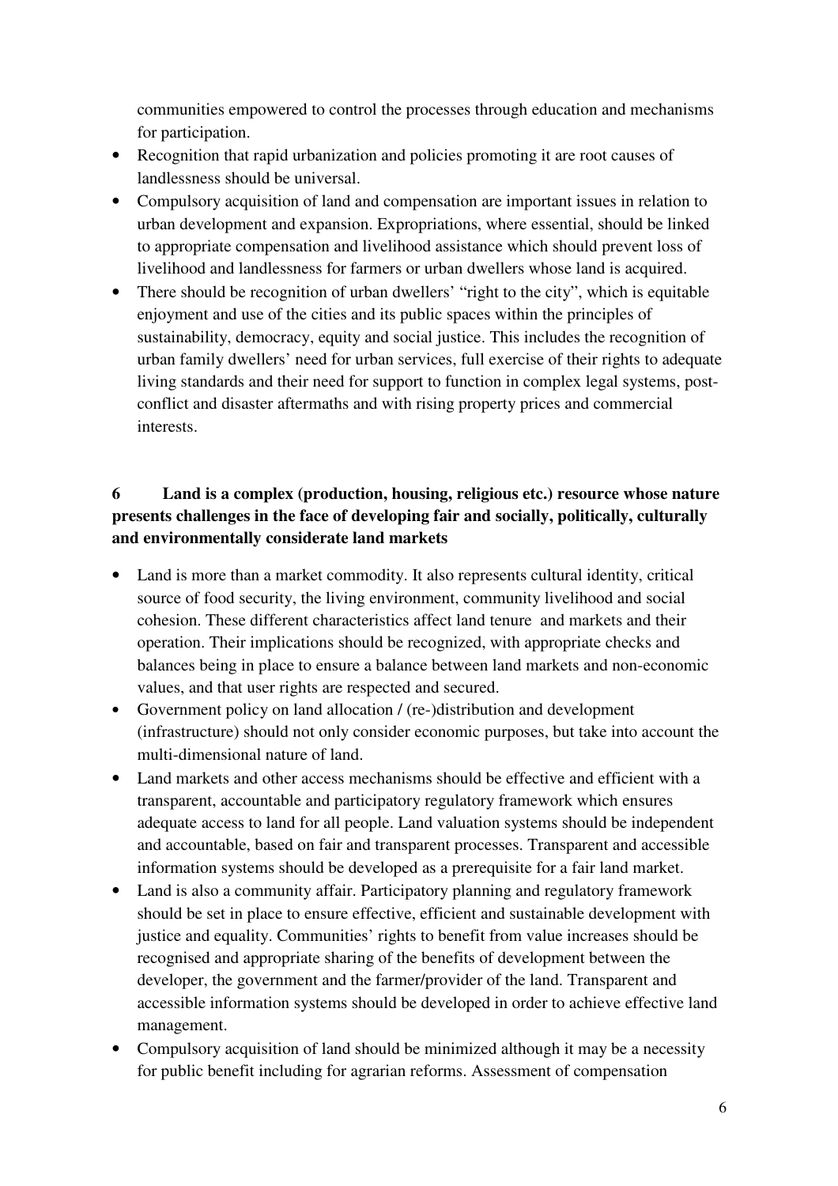communities empowered to control the processes through education and mechanisms for participation.

- Recognition that rapid urbanization and policies promoting it are root causes of landlessness should be universal.
- Compulsory acquisition of land and compensation are important issues in relation to urban development and expansion. Expropriations, where essential, should be linked to appropriate compensation and livelihood assistance which should prevent loss of livelihood and landlessness for farmers or urban dwellers whose land is acquired.
- There should be recognition of urban dwellers' "right to the city", which is equitable enjoyment and use of the cities and its public spaces within the principles of sustainability, democracy, equity and social justice. This includes the recognition of urban family dwellers' need for urban services, full exercise of their rights to adequate living standards and their need for support to function in complex legal systems, post-conflict and disaster aftermaths and with rising property prices and commercial interests.

## 6 Land is a complex (production, housing, religious etc.) resource whose nature presents challenges in the face of developing fair and socially, politically, culturally and environmentally considerate land markets

- Land is more than a market commodity. It also represents cultural identity, critical source of food security, the living environment, community livelihood and social cohesion. These different characteristics affect land tenure and markets and their operation. Their implications should be recognized, with appropriate checks and balances being in place to ensure a balance between land markets and non-economic values, and that user rights are respected and secured.
- Government policy on land allocation / (re-)distribution and development (infrastructure) should not only consider economic purposes, but take into account the multi-dimensional nature of land.
- Land markets and other access mechanisms should be effective and efficient with a transparent, accountable and participatory regulatory framework which ensures adequate access to land for all people. Land valuation systems should be independent and accountable, based on fair and transparent processes. Transparent and accessible information systems should be developed as a prerequisite for a fair land market.
- Land is also a community affair. Participatory planning and regulatory framework should be set in place to ensure effective, efficient and sustainable development with justice and equality. Communities' rights to benefit from value increases should be recognised and appropriate sharing of the benefits of development between the developer, the government and the farmer/provider of the land. Transparent and accessible information systems should be developed in order to achieve effective land management.
- Compulsory acquisition of land should be minimized although it may be a necessity for public benefit including for agrarian reforms. Assessment of compensation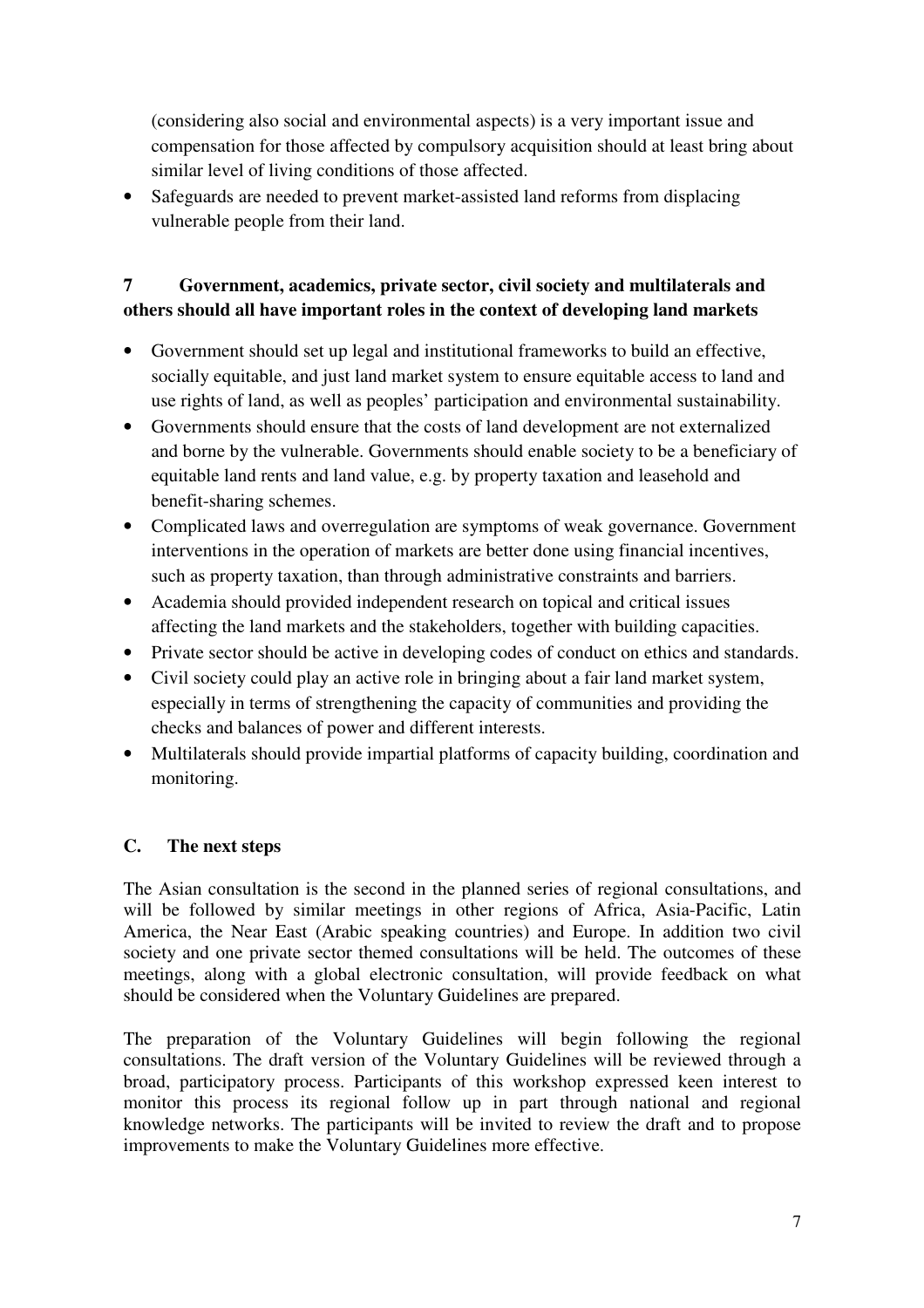(considering also social and environmental aspects) is a very important issue and compensation for those affected by compulsory acquisition should at least bring about similar level of living conditions of those affected.

- Safeguards are needed to prevent market-assisted land reforms from displacing vulnerable people from their land.

### 7 Government, academics, private sector, civil society and multilaterals and others should all have important roles in the context of developing land markets

- Government should set up legal and institutional frameworks to build an effective, socially equitable, and just land market system to ensure equitable access to land and use rights of land, as well as peoples' participation and environmental sustainability.
- Governments should ensure that the costs of land development are not externalized and borne by the vulnerable. Governments should enable society to be a beneficiary of equitable land rents and land value, e.g. by property taxation and leasehold and benefit-sharing schemes.
- Complicated laws and overregulation are symptoms of weak governance. Government interventions in the operation of markets are better done using financial incentives, such as property taxation, than through administrative constraints and barriers.
- Academia should provided independent research on topical and critical issues affecting the land markets and the stakeholders, together with building capacities.
- Private sector should be active in developing codes of conduct on ethics and standards.
- Civil society could play an active role in bringing about a fair land market system, especially in terms of strengthening the capacity of communities and providing the checks and balances of power and different interests.
- Multilaterals should provide impartial platforms of capacity building, coordination and monitoring.

## C. The next steps

The Asian consultation is the second in the planned series of regional consultations, and will be followed by similar meetings in other regions of Africa, Asia-Pacific, Latin America, the Near East (Arabic speaking countries) and Europe. In addition two civil society and one private sector themed consultations will be held. The outcomes of these meetings, along with a global electronic consultation, will provide feedback on what should be considered when the Voluntary Guidelines are prepared.

The preparation of the Voluntary Guidelines will begin following the regional consultations. The draft version of the Voluntary Guidelines will be reviewed through a broad, participatory process. Participants of this workshop expressed keen interest to monitor this process its regional follow up in part through national and regional knowledge networks. The participants will be invited to review the draft and to propose improvements to make the Voluntary Guidelines more effective.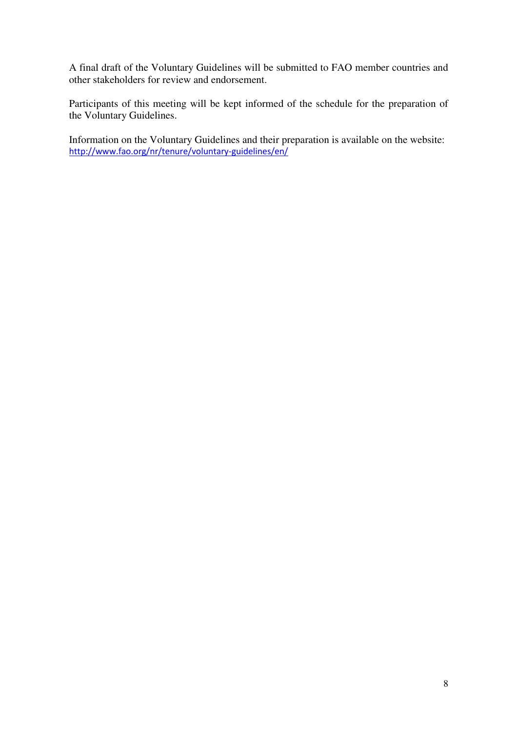A final draft of the Voluntary Guidelines will be submitted to FAO member countries and other stakeholders for review and endorsement.

Participants of this meeting will be kept informed of the schedule for the preparation of the Voluntary Guidelines.

Information on the Voluntary Guidelines and their preparation is available on the website: http://www.fao.org/nr/tenure/voluntary-guidelines/en/